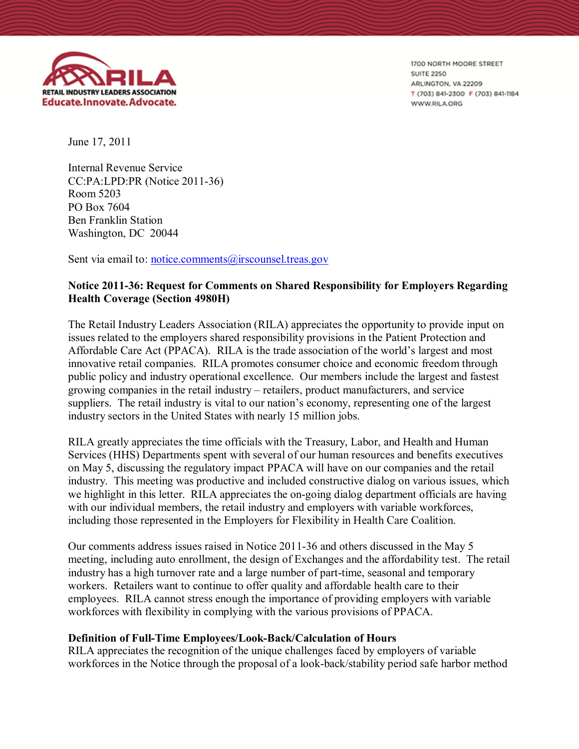**RILA**
RETAIL INDUSTRY LEADERS ASSOCIATION
Educate.Innovate.Advocate.

1700 NORTH MOORE STREET
SUITE 2250
ARLINGTON, VA 22209
T (703) 841-2300 F (703) 841-1184
WWW.RILA.ORG

June 17, 2011

Internal Revenue Service
CC:PA:LPD:PR (Notice 2011-36)
Room 5203
PO Box 7604
Ben Franklin Station
Washington, DC 20044

Sent via email to: notice.comments@irscounsel.treas.gov

**Notice 2011-36: Request for Comments on Shared Responsibility for Employers Regarding Health Coverage (Section 4980H)**

The Retail Industry Leaders Association (RILA) appreciates the opportunity to provide input on issues related to the employers shared responsibility provisions in the Patient Protection and Affordable Care Act (PPACA). RILA is the trade association of the world's largest and most innovative retail companies. RILA promotes consumer choice and economic freedom through public policy and industry operational excellence. Our members include the largest and fastest growing companies in the retail industry – retailers, product manufacturers, and service suppliers. The retail industry is vital to our nation's economy, representing one of the largest industry sectors in the United States with nearly 15 million jobs.

RILA greatly appreciates the time officials with the Treasury, Labor, and Health and Human Services (HHS) Departments spent with several of our human resources and benefits executives on May 5, discussing the regulatory impact PPACA will have on our companies and the retail industry. This meeting was productive and included constructive dialog on various issues, which we highlight in this letter. RILA appreciates the on-going dialog department officials are having with our individual members, the retail industry and employers with variable workforces, including those represented in the Employers for Flexibility in Health Care Coalition.

Our comments address issues raised in Notice 2011-36 and others discussed in the May 5 meeting, including auto enrollment, the design of Exchanges and the affordability test. The retail industry has a high turnover rate and a large number of part-time, seasonal and temporary workers. Retailers want to continue to offer quality and affordable health care to their employees. RILA cannot stress enough the importance of providing employers with variable workforces with flexibility in complying with the various provisions of PPACA.

**Definition of Full-Time Employees/Look-Back/Calculation of Hours**

RILA appreciates the recognition of the unique challenges faced by employers of variable workforces in the Notice through the proposal of a look-back/stability period safe harbor method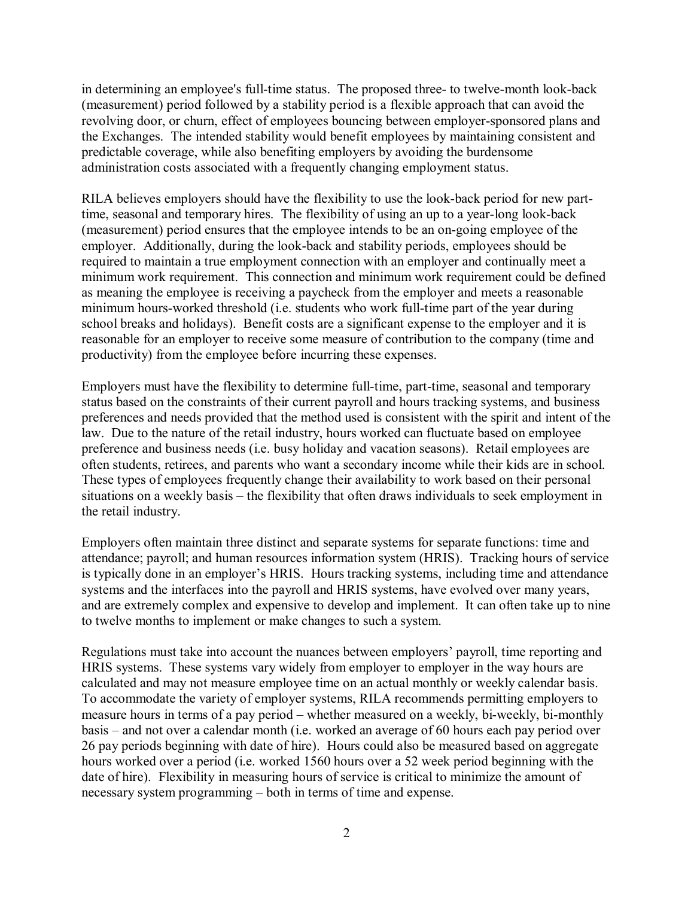in determining an employee's full-time status. The proposed three- to twelve-month look-back (measurement) period followed by a stability period is a flexible approach that can avoid the revolving door, or churn, effect of employees bouncing between employer-sponsored plans and the Exchanges. The intended stability would benefit employees by maintaining consistent and predictable coverage, while also benefiting employers by avoiding the burdensome administration costs associated with a frequently changing employment status.

RILA believes employers should have the flexibility to use the look-back period for new part-time, seasonal and temporary hires. The flexibility of using an up to a year-long look-back (measurement) period ensures that the employee intends to be an on-going employee of the employer. Additionally, during the look-back and stability periods, employees should be required to maintain a true employment connection with an employer and continually meet a minimum work requirement. This connection and minimum work requirement could be defined as meaning the employee is receiving a paycheck from the employer and meets a reasonable minimum hours-worked threshold (i.e. students who work full-time part of the year during school breaks and holidays). Benefit costs are a significant expense to the employer and it is reasonable for an employer to receive some measure of contribution to the company (time and productivity) from the employee before incurring these expenses.

Employers must have the flexibility to determine full-time, part-time, seasonal and temporary status based on the constraints of their current payroll and hours tracking systems, and business preferences and needs provided that the method used is consistent with the spirit and intent of the law. Due to the nature of the retail industry, hours worked can fluctuate based on employee preference and business needs (i.e. busy holiday and vacation seasons). Retail employees are often students, retirees, and parents who want a secondary income while their kids are in school. These types of employees frequently change their availability to work based on their personal situations on a weekly basis – the flexibility that often draws individuals to seek employment in the retail industry.

Employers often maintain three distinct and separate systems for separate functions: time and attendance; payroll; and human resources information system (HRIS). Tracking hours of service is typically done in an employer's HRIS. Hours tracking systems, including time and attendance systems and the interfaces into the payroll and HRIS systems, have evolved over many years, and are extremely complex and expensive to develop and implement. It can often take up to nine to twelve months to implement or make changes to such a system.

Regulations must take into account the nuances between employers' payroll, time reporting and HRIS systems. These systems vary widely from employer to employer in the way hours are calculated and may not measure employee time on an actual monthly or weekly calendar basis. To accommodate the variety of employer systems, RILA recommends permitting employers to measure hours in terms of a pay period – whether measured on a weekly, bi-weekly, bi-monthly basis – and not over a calendar month (i.e. worked an average of 60 hours each pay period over 26 pay periods beginning with date of hire). Hours could also be measured based on aggregate hours worked over a period (i.e. worked 1560 hours over a 52 week period beginning with the date of hire). Flexibility in measuring hours of service is critical to minimize the amount of necessary system programming – both in terms of time and expense.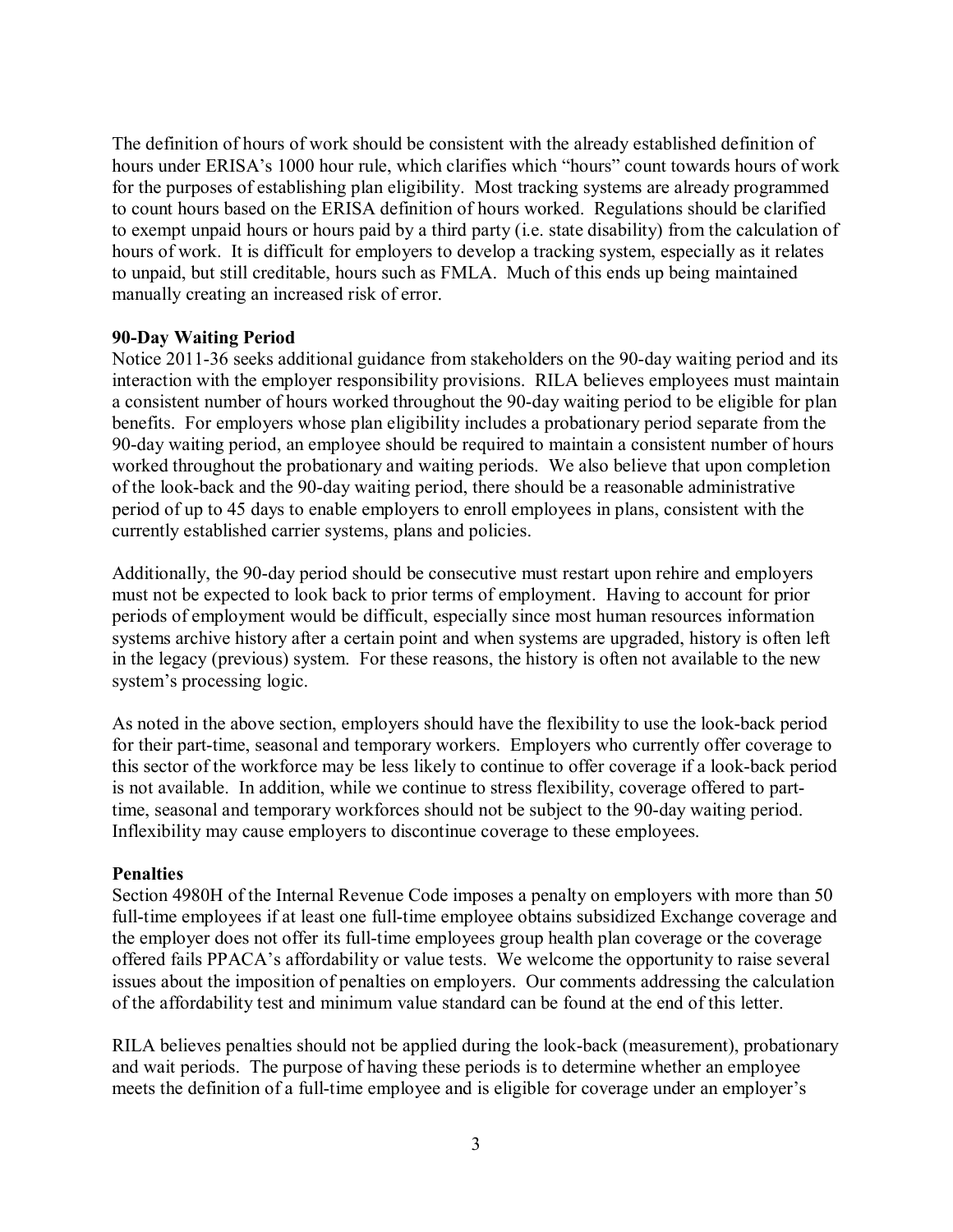The definition of hours of work should be consistent with the already established definition of hours under ERISA's 1000 hour rule, which clarifies which "hours" count towards hours of work for the purposes of establishing plan eligibility. Most tracking systems are already programmed to count hours based on the ERISA definition of hours worked. Regulations should be clarified to exempt unpaid hours or hours paid by a third party (i.e. state disability) from the calculation of hours of work. It is difficult for employers to develop a tracking system, especially as it relates to unpaid, but still creditable, hours such as FMLA. Much of this ends up being maintained manually creating an increased risk of error.

**90-Day Waiting Period**

Notice 2011-36 seeks additional guidance from stakeholders on the 90-day waiting period and its interaction with the employer responsibility provisions. RILA believes employees must maintain a consistent number of hours worked throughout the 90-day waiting period to be eligible for plan benefits. For employers whose plan eligibility includes a probationary period separate from the 90-day waiting period, an employee should be required to maintain a consistent number of hours worked throughout the probationary and waiting periods. We also believe that upon completion of the look-back and the 90-day waiting period, there should be a reasonable administrative period of up to 45 days to enable employers to enroll employees in plans, consistent with the currently established carrier systems, plans and policies.

Additionally, the 90-day period should be consecutive must restart upon rehire and employers must not be expected to look back to prior terms of employment. Having to account for prior periods of employment would be difficult, especially since most human resources information systems archive history after a certain point and when systems are upgraded, history is often left in the legacy (previous) system. For these reasons, the history is often not available to the new system's processing logic.

As noted in the above section, employers should have the flexibility to use the look-back period for their part-time, seasonal and temporary workers. Employers who currently offer coverage to this sector of the workforce may be less likely to continue to offer coverage if a look-back period is not available. In addition, while we continue to stress flexibility, coverage offered to part-time, seasonal and temporary workforces should not be subject to the 90-day waiting period. Inflexibility may cause employers to discontinue coverage to these employees.

**Penalties**

Section 4980H of the Internal Revenue Code imposes a penalty on employers with more than 50 full-time employees if at least one full-time employee obtains subsidized Exchange coverage and the employer does not offer its full-time employees group health plan coverage or the coverage offered fails PPACA's affordability or value tests. We welcome the opportunity to raise several issues about the imposition of penalties on employers. Our comments addressing the calculation of the affordability test and minimum value standard can be found at the end of this letter.

RILA believes penalties should not be applied during the look-back (measurement), probationary and wait periods. The purpose of having these periods is to determine whether an employee meets the definition of a full-time employee and is eligible for coverage under an employer's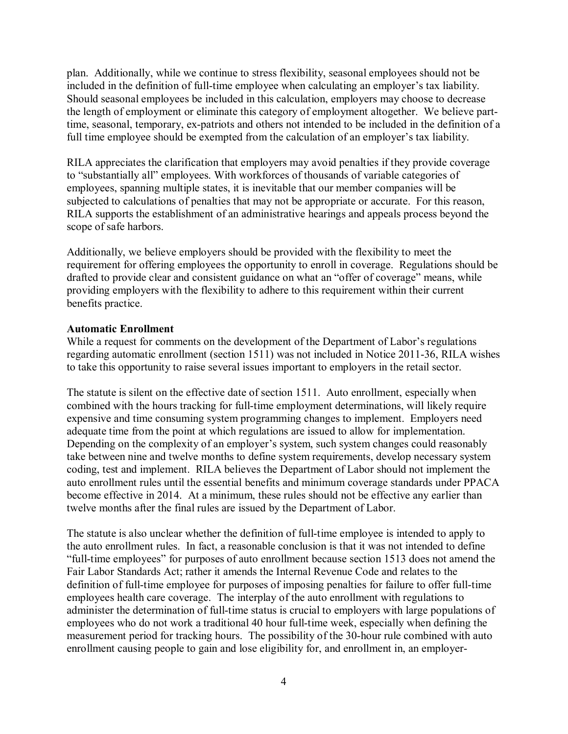plan. Additionally, while we continue to stress flexibility, seasonal employees should not be included in the definition of full-time employee when calculating an employer's tax liability. Should seasonal employees be included in this calculation, employers may choose to decrease the length of employment or eliminate this category of employment altogether. We believe part-time, seasonal, temporary, ex-patriots and others not intended to be included in the definition of a full time employee should be exempted from the calculation of an employer's tax liability.

RILA appreciates the clarification that employers may avoid penalties if they provide coverage to "substantially all" employees. With workforces of thousands of variable categories of employees, spanning multiple states, it is inevitable that our member companies will be subjected to calculations of penalties that may not be appropriate or accurate. For this reason, RILA supports the establishment of an administrative hearings and appeals process beyond the scope of safe harbors.

Additionally, we believe employers should be provided with the flexibility to meet the requirement for offering employees the opportunity to enroll in coverage. Regulations should be drafted to provide clear and consistent guidance on what an "offer of coverage" means, while providing employers with the flexibility to adhere to this requirement within their current benefits practice.

**Automatic Enrollment**

While a request for comments on the development of the Department of Labor's regulations regarding automatic enrollment (section 1511) was not included in Notice 2011-36, RILA wishes to take this opportunity to raise several issues important to employers in the retail sector.

The statute is silent on the effective date of section 1511. Auto enrollment, especially when combined with the hours tracking for full-time employment determinations, will likely require expensive and time consuming system programming changes to implement. Employers need adequate time from the point at which regulations are issued to allow for implementation. Depending on the complexity of an employer's system, such system changes could reasonably take between nine and twelve months to define system requirements, develop necessary system coding, test and implement. RILA believes the Department of Labor should not implement the auto enrollment rules until the essential benefits and minimum coverage standards under PPACA become effective in 2014. At a minimum, these rules should not be effective any earlier than twelve months after the final rules are issued by the Department of Labor.

The statute is also unclear whether the definition of full-time employee is intended to apply to the auto enrollment rules. In fact, a reasonable conclusion is that it was not intended to define "full-time employees" for purposes of auto enrollment because section 1513 does not amend the Fair Labor Standards Act; rather it amends the Internal Revenue Code and relates to the definition of full-time employee for purposes of imposing penalties for failure to offer full-time employees health care coverage. The interplay of the auto enrollment with regulations to administer the determination of full-time status is crucial to employers with large populations of employees who do not work a traditional 40 hour full-time week, especially when defining the measurement period for tracking hours. The possibility of the 30-hour rule combined with auto enrollment causing people to gain and lose eligibility for, and enrollment in, an employer-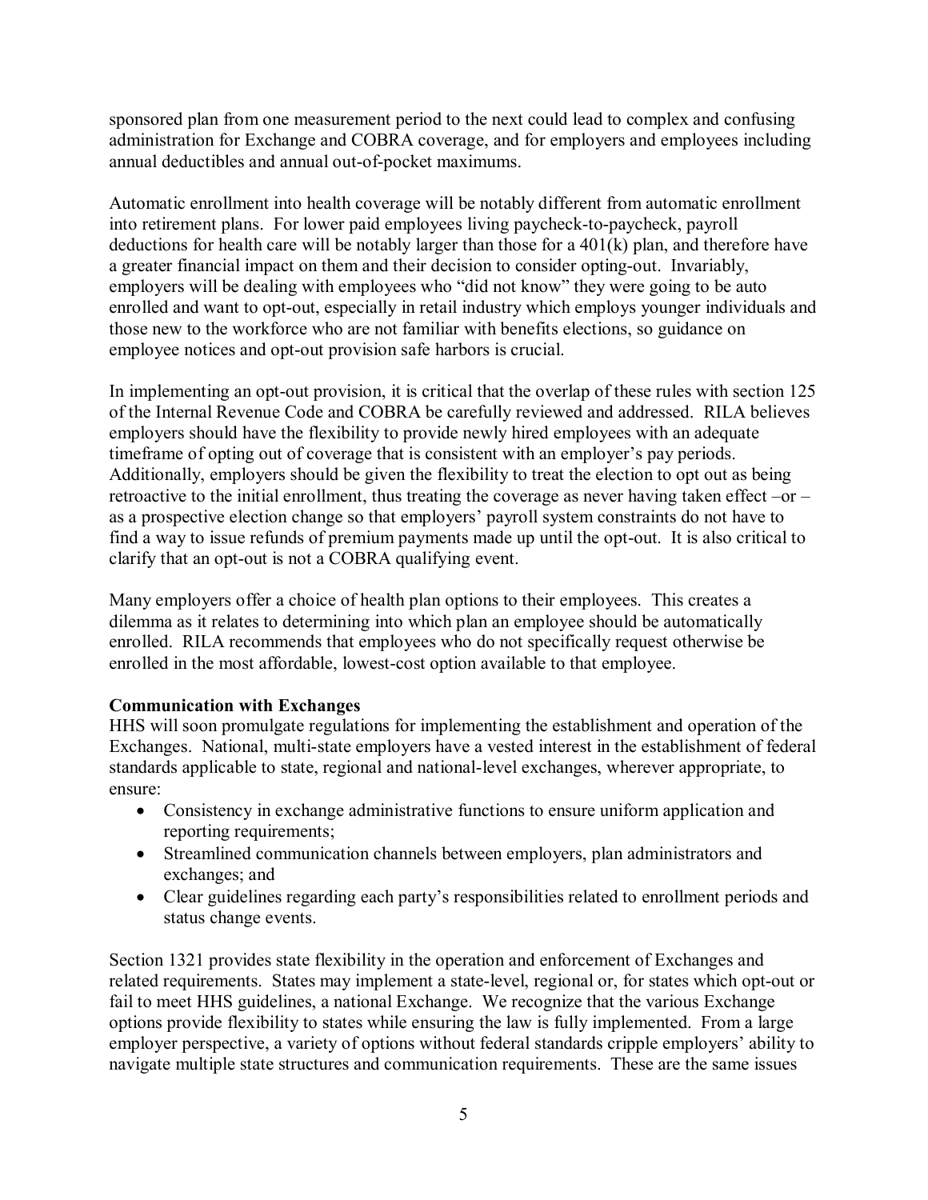sponsored plan from one measurement period to the next could lead to complex and confusing administration for Exchange and COBRA coverage, and for employers and employees including annual deductibles and annual out-of-pocket maximums.

Automatic enrollment into health coverage will be notably different from automatic enrollment into retirement plans. For lower paid employees living paycheck-to-paycheck, payroll deductions for health care will be notably larger than those for a 401(k) plan, and therefore have a greater financial impact on them and their decision to consider opting-out. Invariably, employers will be dealing with employees who "did not know" they were going to be auto enrolled and want to opt-out, especially in retail industry which employs younger individuals and those new to the workforce who are not familiar with benefits elections, so guidance on employee notices and opt-out provision safe harbors is crucial.

In implementing an opt-out provision, it is critical that the overlap of these rules with section 125 of the Internal Revenue Code and COBRA be carefully reviewed and addressed. RILA believes employers should have the flexibility to provide newly hired employees with an adequate timeframe of opting out of coverage that is consistent with an employer's pay periods. Additionally, employers should be given the flexibility to treat the election to opt out as being retroactive to the initial enrollment, thus treating the coverage as never having taken effect –or – as a prospective election change so that employers' payroll system constraints do not have to find a way to issue refunds of premium payments made up until the opt-out. It is also critical to clarify that an opt-out is not a COBRA qualifying event.

Many employers offer a choice of health plan options to their employees. This creates a dilemma as it relates to determining into which plan an employee should be automatically enrolled. RILA recommends that employees who do not specifically request otherwise be enrolled in the most affordable, lowest-cost option available to that employee.

**Communication with Exchanges**

HHS will soon promulgate regulations for implementing the establishment and operation of the Exchanges. National, multi-state employers have a vested interest in the establishment of federal standards applicable to state, regional and national-level exchanges, wherever appropriate, to ensure:

- Consistency in exchange administrative functions to ensure uniform application and reporting requirements;
- Streamlined communication channels between employers, plan administrators and exchanges; and
- Clear guidelines regarding each party's responsibilities related to enrollment periods and status change events.

Section 1321 provides state flexibility in the operation and enforcement of Exchanges and related requirements. States may implement a state-level, regional or, for states which opt-out or fail to meet HHS guidelines, a national Exchange. We recognize that the various Exchange options provide flexibility to states while ensuring the law is fully implemented. From a large employer perspective, a variety of options without federal standards cripple employers' ability to navigate multiple state structures and communication requirements. These are the same issues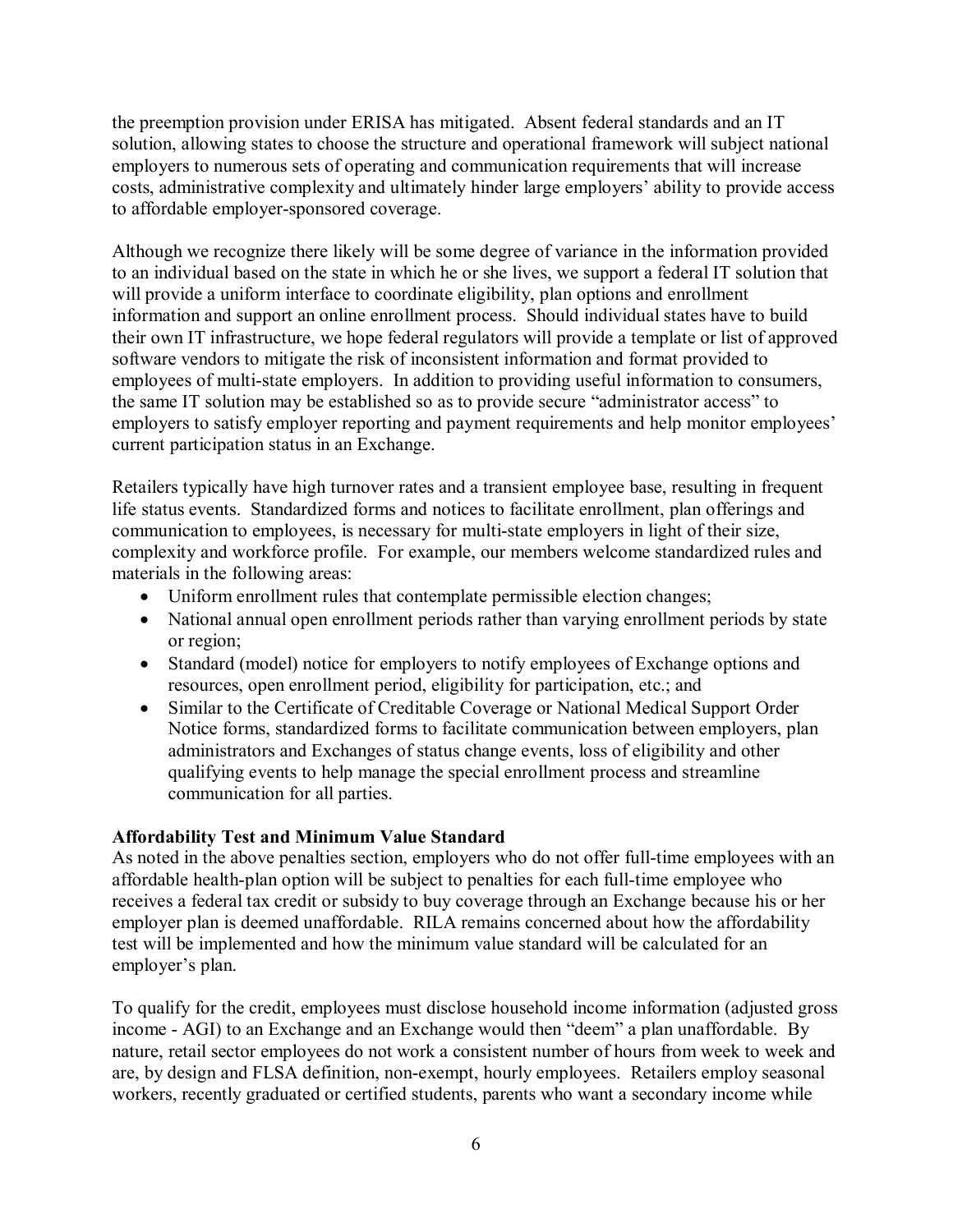the preemption provision under ERISA has mitigated. Absent federal standards and an IT solution, allowing states to choose the structure and operational framework will subject national employers to numerous sets of operating and communication requirements that will increase costs, administrative complexity and ultimately hinder large employers' ability to provide access to affordable employer-sponsored coverage.

Although we recognize there likely will be some degree of variance in the information provided to an individual based on the state in which he or she lives, we support a federal IT solution that will provide a uniform interface to coordinate eligibility, plan options and enrollment information and support an online enrollment process. Should individual states have to build their own IT infrastructure, we hope federal regulators will provide a template or list of approved software vendors to mitigate the risk of inconsistent information and format provided to employees of multi-state employers. In addition to providing useful information to consumers, the same IT solution may be established so as to provide secure "administrator access" to employers to satisfy employer reporting and payment requirements and help monitor employees' current participation status in an Exchange.

Retailers typically have high turnover rates and a transient employee base, resulting in frequent life status events. Standardized forms and notices to facilitate enrollment, plan offerings and communication to employees, is necessary for multi-state employers in light of their size, complexity and workforce profile. For example, our members welcome standardized rules and materials in the following areas:

- Uniform enrollment rules that contemplate permissible election changes;
- National annual open enrollment periods rather than varying enrollment periods by state or region;
- Standard (model) notice for employers to notify employees of Exchange options and resources, open enrollment period, eligibility for participation, etc.; and
- Similar to the Certificate of Creditable Coverage or National Medical Support Order Notice forms, standardized forms to facilitate communication between employers, plan administrators and Exchanges of status change events, loss of eligibility and other qualifying events to help manage the special enrollment process and streamline communication for all parties.

**Affordability Test and Minimum Value Standard**

As noted in the above penalties section, employers who do not offer full-time employees with an affordable health-plan option will be subject to penalties for each full-time employee who receives a federal tax credit or subsidy to buy coverage through an Exchange because his or her employer plan is deemed unaffordable. RILA remains concerned about how the affordability test will be implemented and how the minimum value standard will be calculated for an employer's plan.

To qualify for the credit, employees must disclose household income information (adjusted gross income - AGI) to an Exchange and an Exchange would then "deem" a plan unaffordable. By nature, retail sector employees do not work a consistent number of hours from week to week and are, by design and FLSA definition, non-exempt, hourly employees. Retailers employ seasonal workers, recently graduated or certified students, parents who want a secondary income while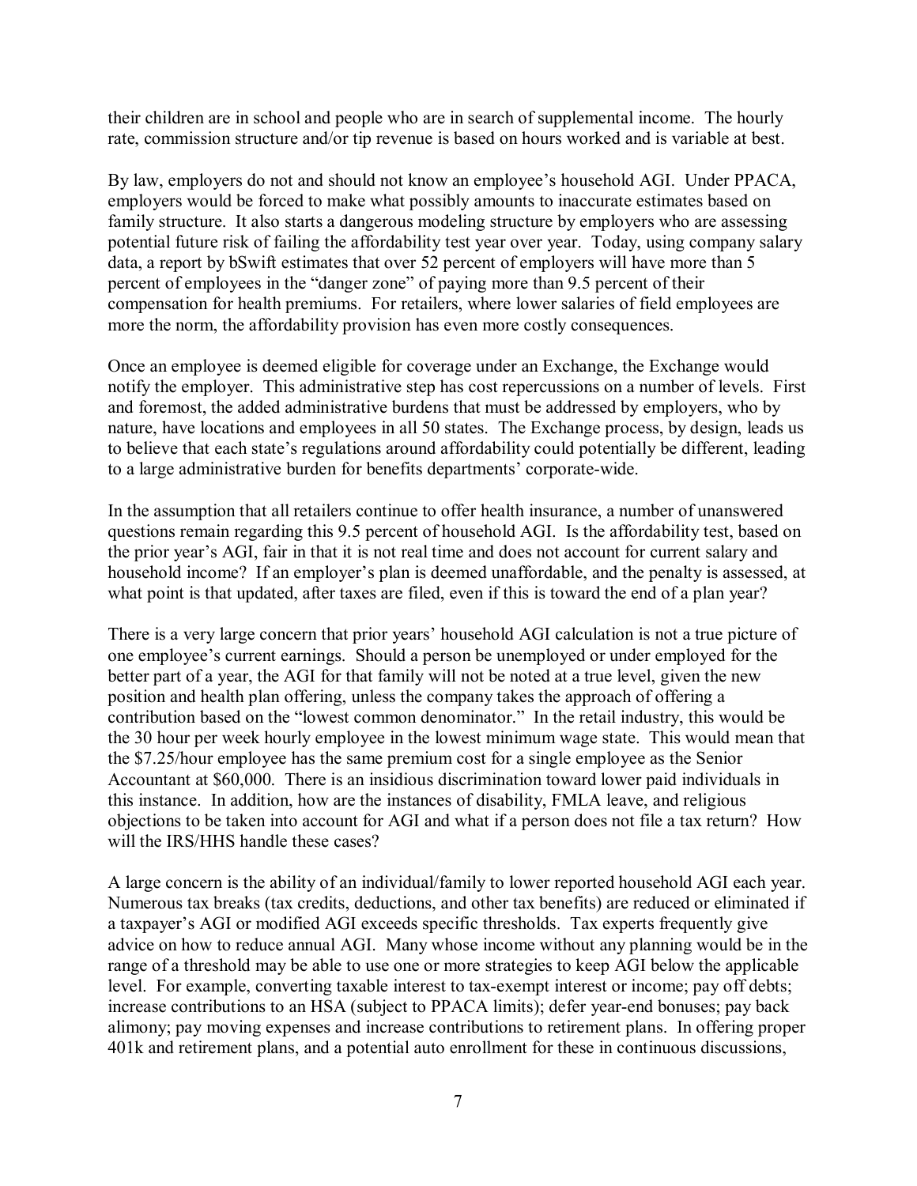their children are in school and people who are in search of supplemental income. The hourly rate, commission structure and/or tip revenue is based on hours worked and is variable at best.

By law, employers do not and should not know an employee's household AGI. Under PPACA, employers would be forced to make what possibly amounts to inaccurate estimates based on family structure. It also starts a dangerous modeling structure by employers who are assessing potential future risk of failing the affordability test year over year. Today, using company salary data, a report by bSwift estimates that over 52 percent of employers will have more than 5 percent of employees in the "danger zone" of paying more than 9.5 percent of their compensation for health premiums. For retailers, where lower salaries of field employees are more the norm, the affordability provision has even more costly consequences.

Once an employee is deemed eligible for coverage under an Exchange, the Exchange would notify the employer. This administrative step has cost repercussions on a number of levels. First and foremost, the added administrative burdens that must be addressed by employers, who by nature, have locations and employees in all 50 states. The Exchange process, by design, leads us to believe that each state's regulations around affordability could potentially be different, leading to a large administrative burden for benefits departments' corporate-wide.

In the assumption that all retailers continue to offer health insurance, a number of unanswered questions remain regarding this 9.5 percent of household AGI. Is the affordability test, based on the prior year's AGI, fair in that it is not real time and does not account for current salary and household income? If an employer's plan is deemed unaffordable, and the penalty is assessed, at what point is that updated, after taxes are filed, even if this is toward the end of a plan year?

There is a very large concern that prior years' household AGI calculation is not a true picture of one employee's current earnings. Should a person be unemployed or under employed for the better part of a year, the AGI for that family will not be noted at a true level, given the new position and health plan offering, unless the company takes the approach of offering a contribution based on the "lowest common denominator." In the retail industry, this would be the 30 hour per week hourly employee in the lowest minimum wage state. This would mean that the $7.25/hour employee has the same premium cost for a single employee as the Senior Accountant at $60,000. There is an insidious discrimination toward lower paid individuals in this instance. In addition, how are the instances of disability, FMLA leave, and religious objections to be taken into account for AGI and what if a person does not file a tax return? How will the IRS/HHS handle these cases?

A large concern is the ability of an individual/family to lower reported household AGI each year. Numerous tax breaks (tax credits, deductions, and other tax benefits) are reduced or eliminated if a taxpayer's AGI or modified AGI exceeds specific thresholds. Tax experts frequently give advice on how to reduce annual AGI. Many whose income without any planning would be in the range of a threshold may be able to use one or more strategies to keep AGI below the applicable level. For example, converting taxable interest to tax-exempt interest or income; pay off debts; increase contributions to an HSA (subject to PPACA limits); defer year-end bonuses; pay back alimony; pay moving expenses and increase contributions to retirement plans. In offering proper 401k and retirement plans, and a potential auto enrollment for these in continuous discussions,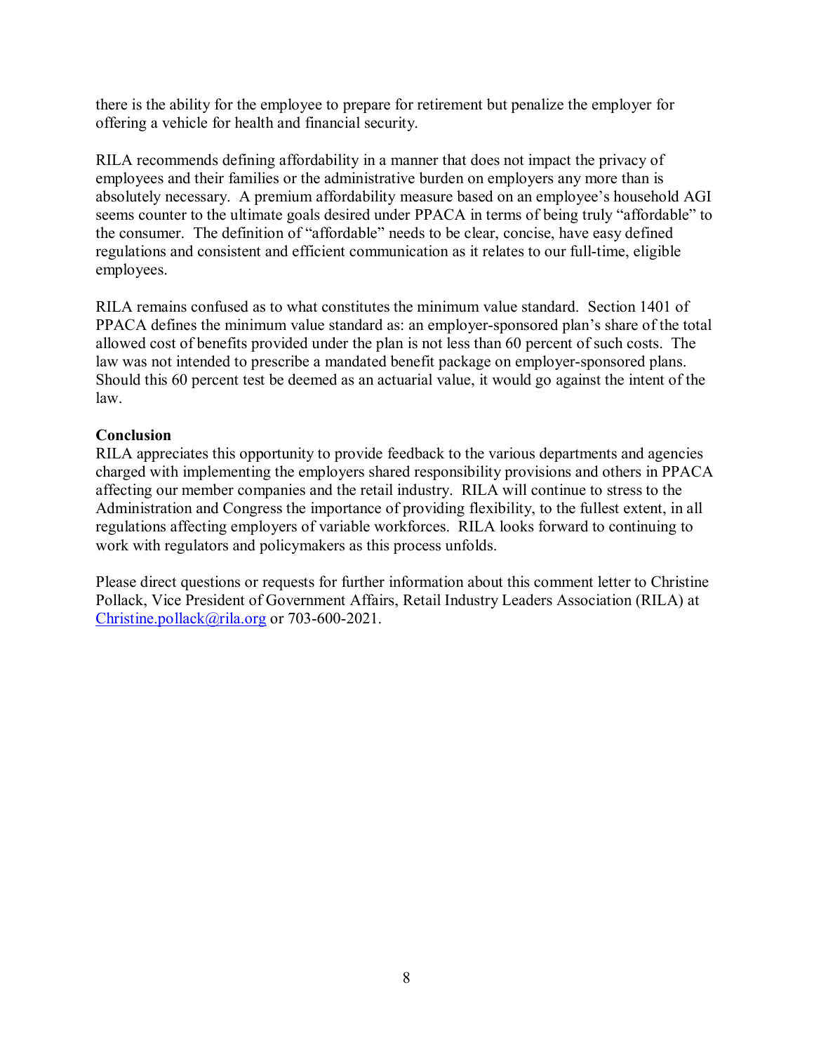there is the ability for the employee to prepare for retirement but penalize the employer for offering a vehicle for health and financial security.

RILA recommends defining affordability in a manner that does not impact the privacy of employees and their families or the administrative burden on employers any more than is absolutely necessary. A premium affordability measure based on an employee's household AGI seems counter to the ultimate goals desired under PPACA in terms of being truly "affordable" to the consumer. The definition of "affordable" needs to be clear, concise, have easy defined regulations and consistent and efficient communication as it relates to our full-time, eligible employees.

RILA remains confused as to what constitutes the minimum value standard. Section 1401 of PPACA defines the minimum value standard as: an employer-sponsored plan's share of the total allowed cost of benefits provided under the plan is not less than 60 percent of such costs. The law was not intended to prescribe a mandated benefit package on employer-sponsored plans. Should this 60 percent test be deemed as an actuarial value, it would go against the intent of the law.

**Conclusion**

RILA appreciates this opportunity to provide feedback to the various departments and agencies charged with implementing the employers shared responsibility provisions and others in PPACA affecting our member companies and the retail industry. RILA will continue to stress to the Administration and Congress the importance of providing flexibility, to the fullest extent, in all regulations affecting employers of variable workforces. RILA looks forward to continuing to work with regulators and policymakers as this process unfolds.

Please direct questions or requests for further information about this comment letter to Christine Pollack, Vice President of Government Affairs, Retail Industry Leaders Association (RILA) at Christine.pollack@rila.org or 703-600-2021.